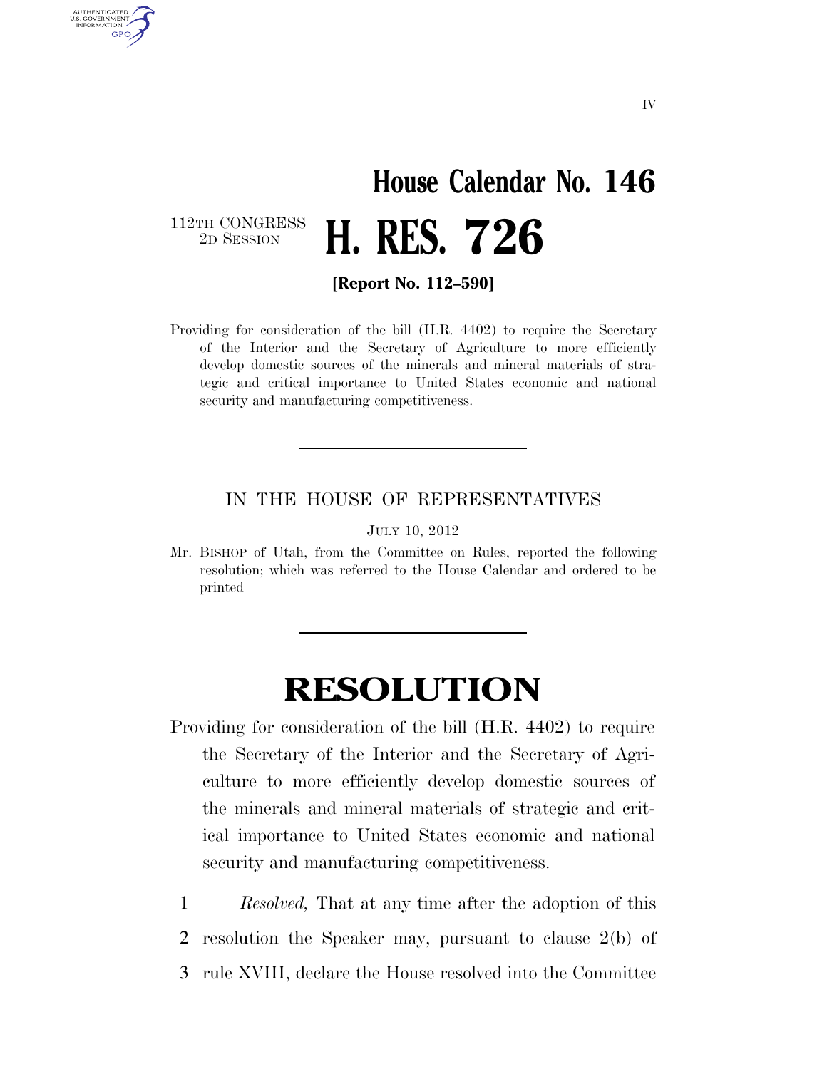IV

# House Calendar No. 146

112TH CONGRESS
2D SESSION

# H. RES. 726

**[Report No. 112–590]**

Providing for consideration of the bill (H.R. 4402) to require the Secretary of the Interior and the Secretary of Agriculture to more efficiently develop domestic sources of the minerals and mineral materials of strategic and critical importance to United States economic and national security and manufacturing competitiveness.

---

IN THE HOUSE OF REPRESENTATIVES

JULY 10, 2012

Mr. BISHOP of Utah, from the Committee on Rules, reported the following resolution; which was referred to the House Calendar and ordered to be printed

---

# RESOLUTION

Providing for consideration of the bill (H.R. 4402) to require the Secretary of the Interior and the Secretary of Agriculture to more efficiently develop domestic sources of the minerals and mineral materials of strategic and critical importance to United States economic and national security and manufacturing competitiveness.

1 *Resolved,* That at any time after the adoption of this
2 resolution the Speaker may, pursuant to clause 2(b) of
3 rule XVIII, declare the House resolved into the Committee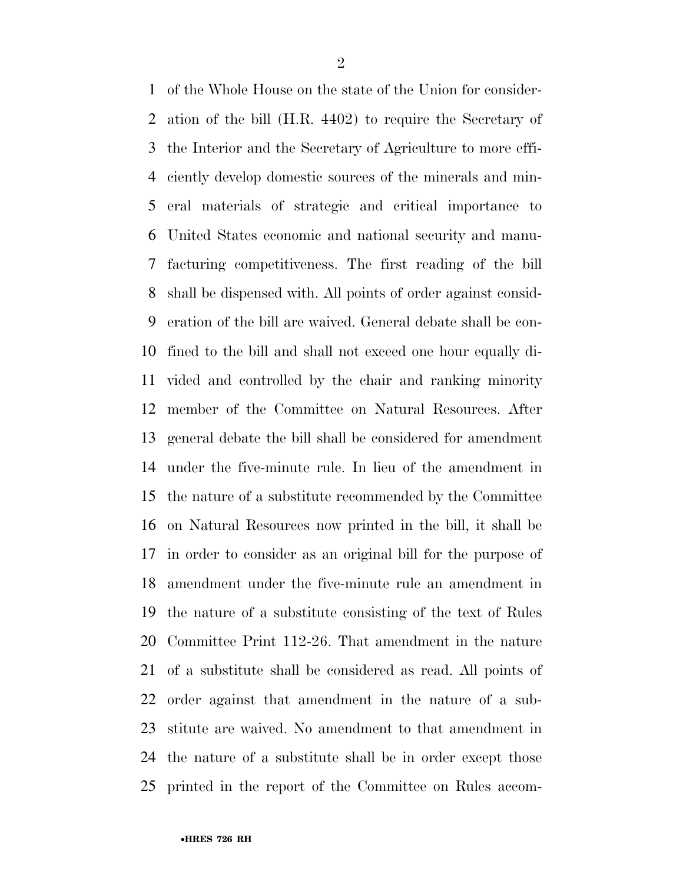of the Whole House on the state of the Union for consideration of the bill (H.R. 4402) to require the Secretary of the Interior and the Secretary of Agriculture to more efficiently develop domestic sources of the minerals and mineral materials of strategic and critical importance to United States economic and national security and manufacturing competitiveness. The first reading of the bill shall be dispensed with. All points of order against consideration of the bill are waived. General debate shall be confined to the bill and shall not exceed one hour equally divided and controlled by the chair and ranking minority member of the Committee on Natural Resources. After general debate the bill shall be considered for amendment under the five-minute rule. In lieu of the amendment in the nature of a substitute recommended by the Committee on Natural Resources now printed in the bill, it shall be in order to consider as an original bill for the purpose of amendment under the five-minute rule an amendment in the nature of a substitute consisting of the text of Rules Committee Print 112-26. That amendment in the nature of a substitute shall be considered as read. All points of order against that amendment in the nature of a substitute are waived. No amendment to that amendment in the nature of a substitute shall be in order except those printed in the report of the Committee on Rules accom-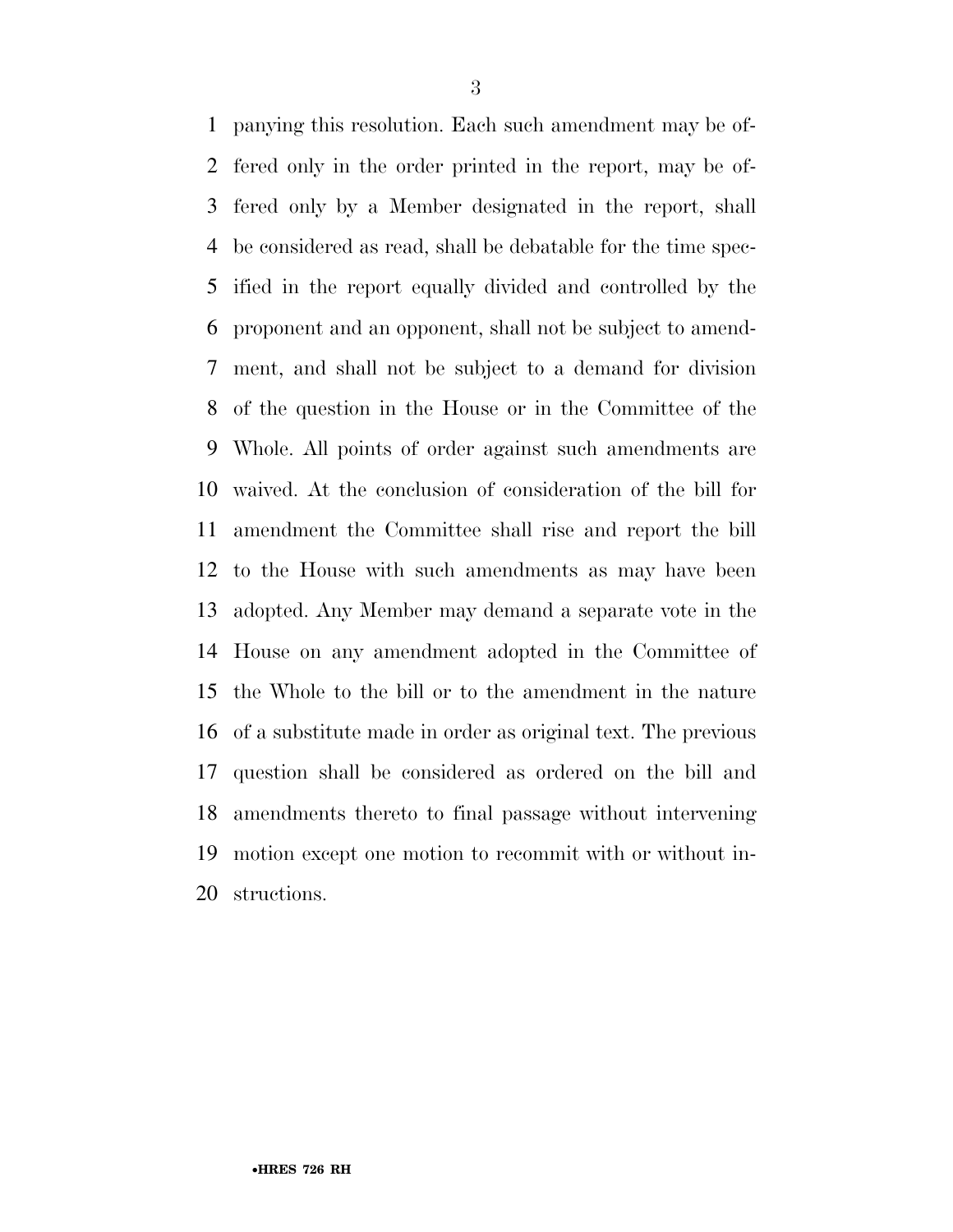panying this resolution. Each such amendment may be offered only in the order printed in the report, may be offered only by a Member designated in the report, shall be considered as read, shall be debatable for the time specified in the report equally divided and controlled by the proponent and an opponent, shall not be subject to amendment, and shall not be subject to a demand for division of the question in the House or in the Committee of the Whole. All points of order against such amendments are waived. At the conclusion of consideration of the bill for amendment the Committee shall rise and report the bill to the House with such amendments as may have been adopted. Any Member may demand a separate vote in the House on any amendment adopted in the Committee of the Whole to the bill or to the amendment in the nature of a substitute made in order as original text. The previous question shall be considered as ordered on the bill and amendments thereto to final passage without intervening motion except one motion to recommit with or without instructions.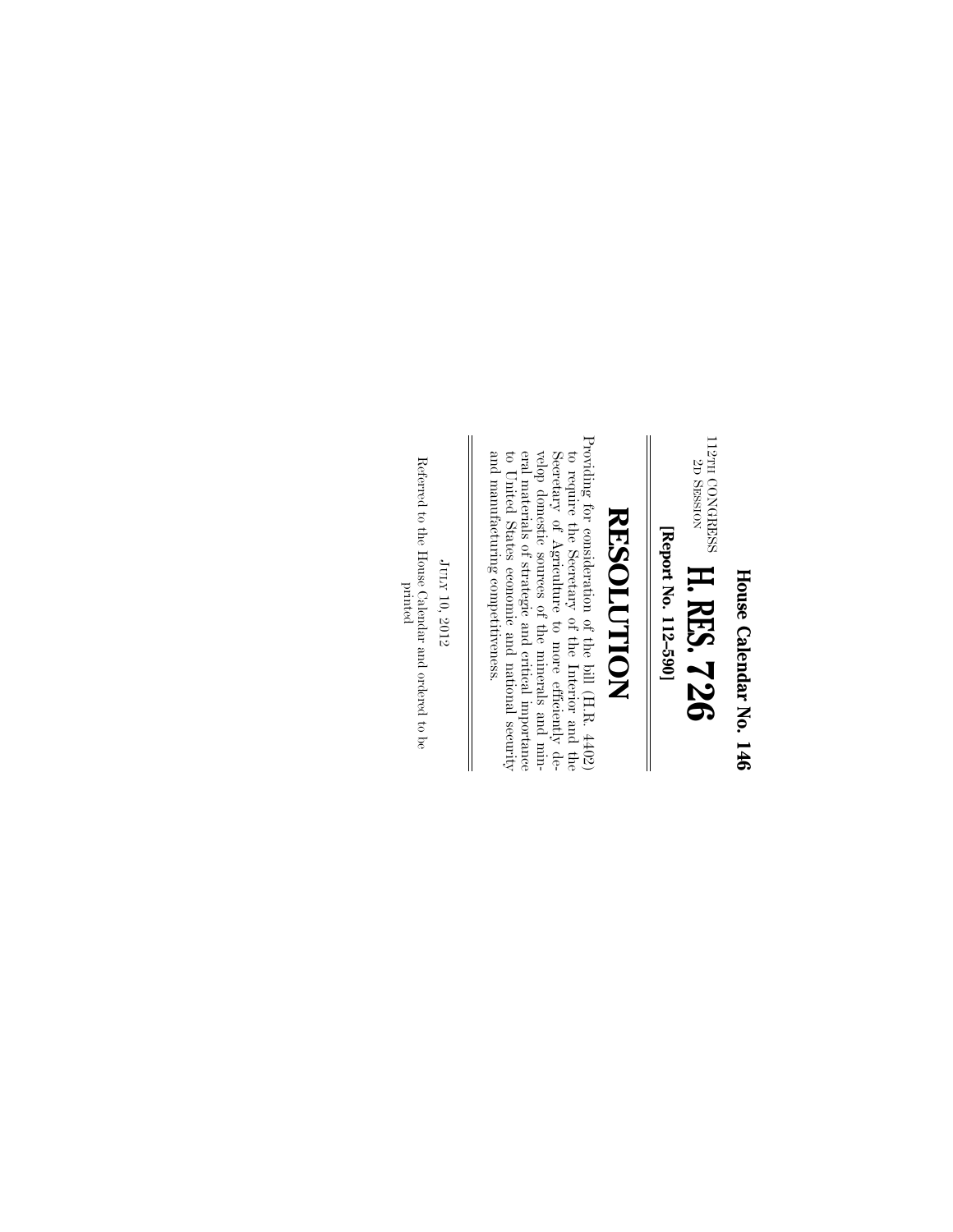House Calendar No. 146

112TH CONGRESS
2D SESSION

# H. RES. 726

[Report No. 112–590]

# RESOLUTION

Providing for consideration of the bill (H.R. 4402) to require the Secretary of the Interior and the Secretary of Agriculture to more efficiently develop domestic sources of the minerals and mineral materials of strategic and critical importance to United States economic and national security and manufacturing competitiveness.

JULY 10, 2012

Referred to the House Calendar and ordered to be printed